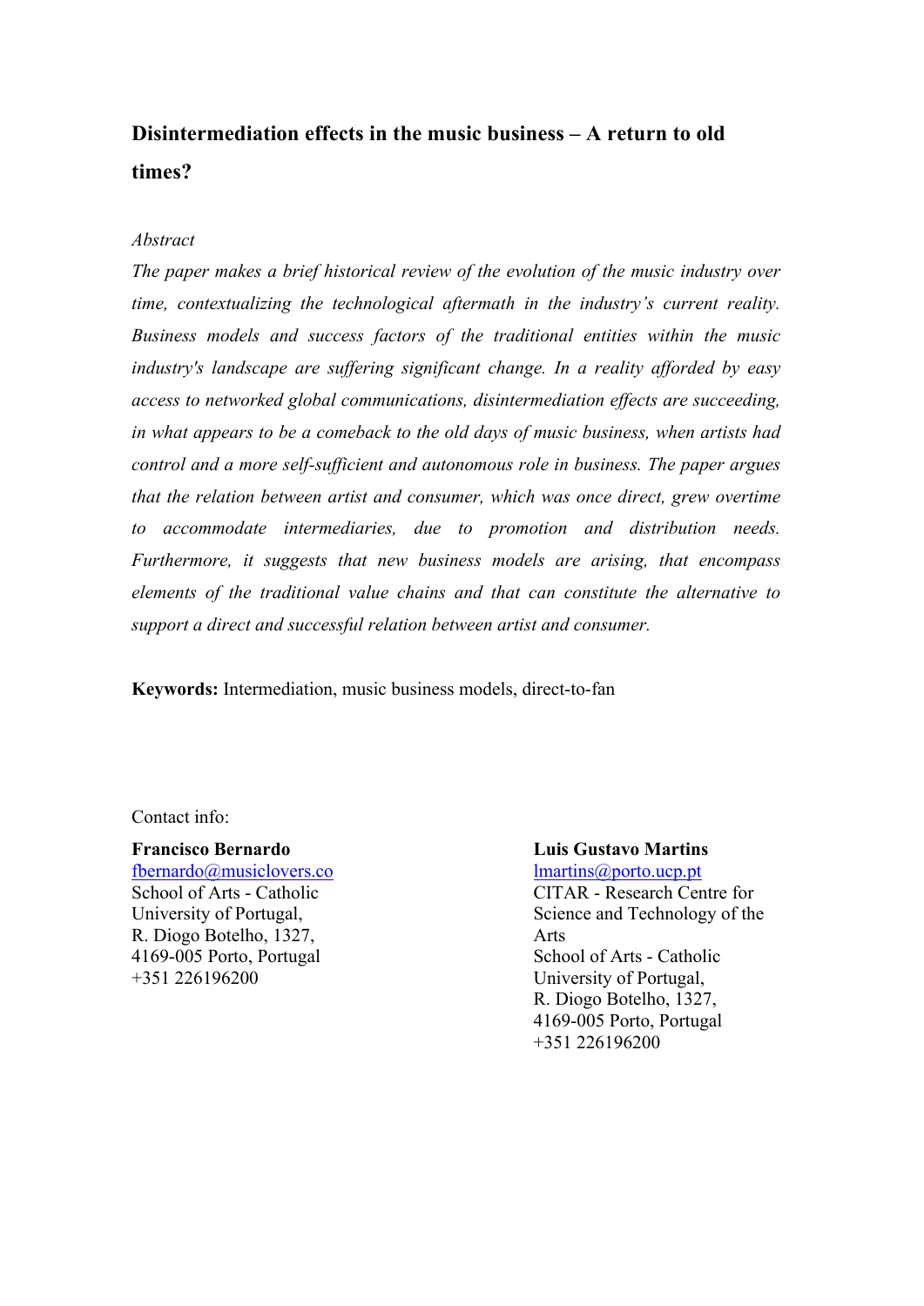# Disintermediation effects in the music business – A return to old times?

*Abstract*

*The paper makes a brief historical review of the evolution of the music industry over time, contextualizing the technological aftermath in the industry's current reality. Business models and success factors of the traditional entities within the music industry's landscape are suffering significant change. In a reality afforded by easy access to networked global communications, disintermediation effects are succeeding, in what appears to be a comeback to the old days of music business, when artists had control and a more self-sufficient and autonomous role in business. The paper argues that the relation between artist and consumer, which was once direct, grew overtime to accommodate intermediaries, due to promotion and distribution needs. Furthermore, it suggests that new business models are arising, that encompass elements of the traditional value chains and that can constitute the alternative to support a direct and successful relation between artist and consumer.*

**Keywords:** Intermediation, music business models, direct-to-fan

Contact info:

**Francisco Bernardo**
fbernardo@musiclovers.co
School of Arts - Catholic University of Portugal,
R. Diogo Botelho, 1327,
4169-005 Porto, Portugal
+351 226196200

**Luis Gustavo Martins**
lmartins@porto.ucp.pt
CITAR - Research Centre for Science and Technology of the Arts
School of Arts - Catholic University of Portugal,
R. Diogo Botelho, 1327,
4169-005 Porto, Portugal
+351 226196200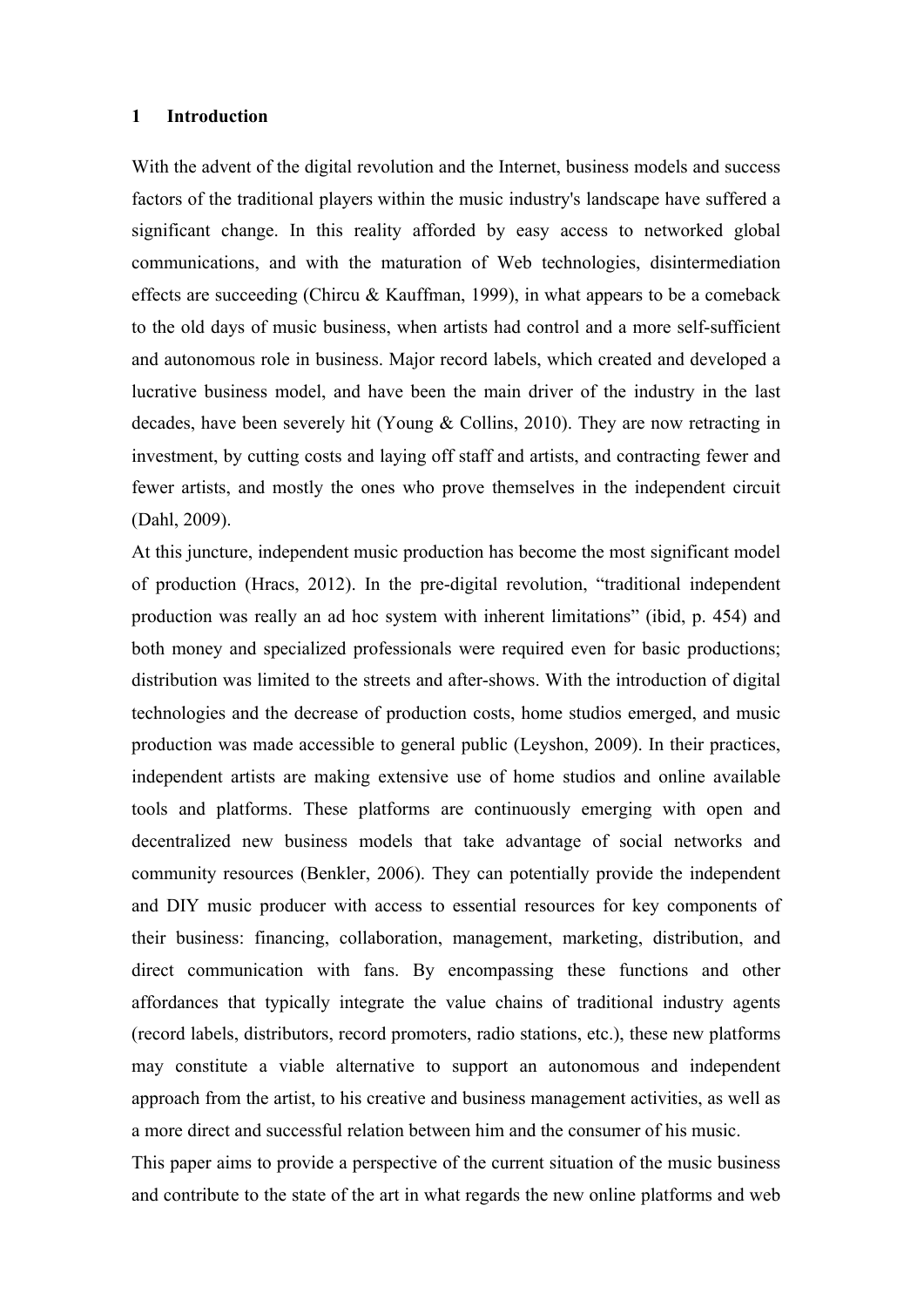# 1 Introduction

With the advent of the digital revolution and the Internet, business models and success factors of the traditional players within the music industry's landscape have suffered a significant change. In this reality afforded by easy access to networked global communications, and with the maturation of Web technologies, disintermediation effects are succeeding (Chircu & Kauffman, 1999), in what appears to be a comeback to the old days of music business, when artists had control and a more self-sufficient and autonomous role in business. Major record labels, which created and developed a lucrative business model, and have been the main driver of the industry in the last decades, have been severely hit (Young & Collins, 2010). They are now retracting in investment, by cutting costs and laying off staff and artists, and contracting fewer and fewer artists, and mostly the ones who prove themselves in the independent circuit (Dahl, 2009).

At this juncture, independent music production has become the most significant model of production (Hracs, 2012). In the pre-digital revolution, "traditional independent production was really an ad hoc system with inherent limitations" (ibid, p. 454) and both money and specialized professionals were required even for basic productions; distribution was limited to the streets and after-shows. With the introduction of digital technologies and the decrease of production costs, home studios emerged, and music production was made accessible to general public (Leyshon, 2009). In their practices, independent artists are making extensive use of home studios and online available tools and platforms. These platforms are continuously emerging with open and decentralized new business models that take advantage of social networks and community resources (Benkler, 2006). They can potentially provide the independent and DIY music producer with access to essential resources for key components of their business: financing, collaboration, management, marketing, distribution, and direct communication with fans. By encompassing these functions and other affordances that typically integrate the value chains of traditional industry agents (record labels, distributors, record promoters, radio stations, etc.), these new platforms may constitute a viable alternative to support an autonomous and independent approach from the artist, to his creative and business management activities, as well as a more direct and successful relation between him and the consumer of his music.

This paper aims to provide a perspective of the current situation of the music business and contribute to the state of the art in what regards the new online platforms and web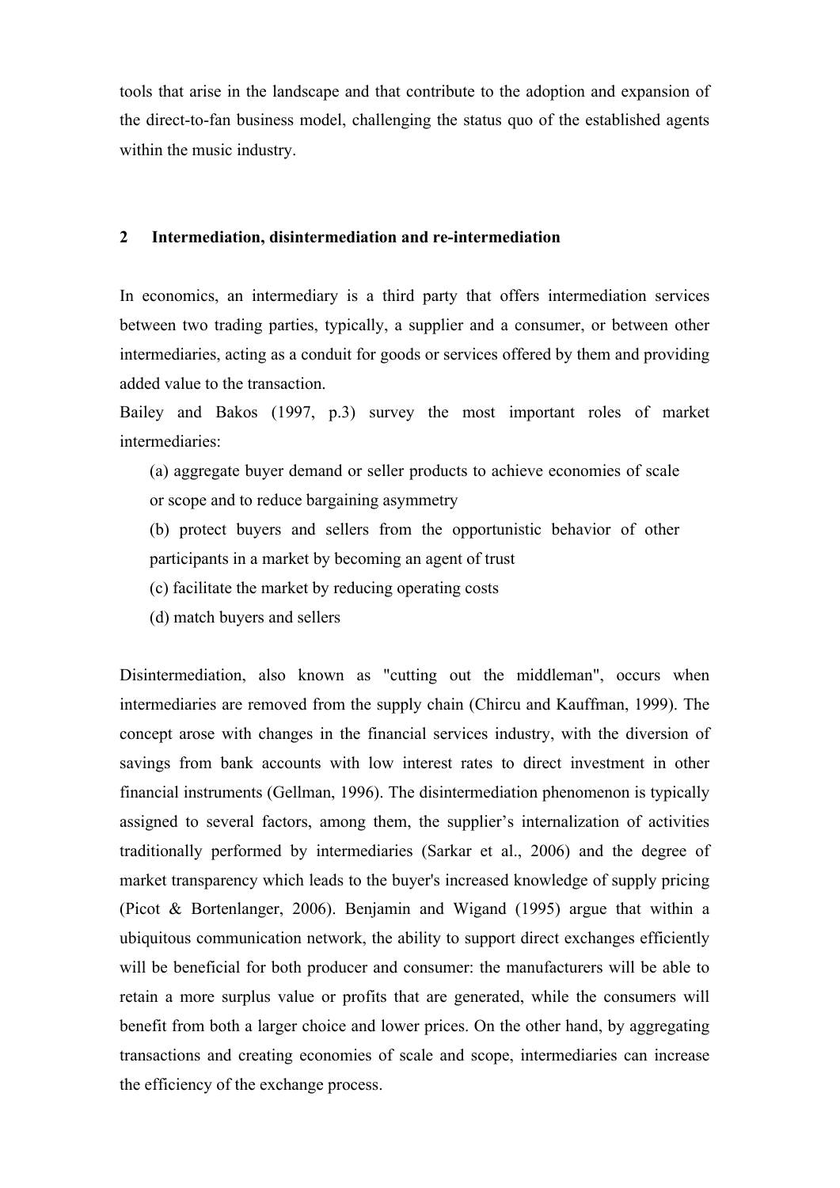tools that arise in the landscape and that contribute to the adoption and expansion of the direct-to-fan business model, challenging the status quo of the established agents within the music industry.

## 2 Intermediation, disintermediation and re-intermediation

In economics, an intermediary is a third party that offers intermediation services between two trading parties, typically, a supplier and a consumer, or between other intermediaries, acting as a conduit for goods or services offered by them and providing added value to the transaction.

Bailey and Bakos (1997, p.3) survey the most important roles of market intermediaries:

(a) aggregate buyer demand or seller products to achieve economies of scale or scope and to reduce bargaining asymmetry

(b) protect buyers and sellers from the opportunistic behavior of other participants in a market by becoming an agent of trust

(c) facilitate the market by reducing operating costs

(d) match buyers and sellers

Disintermediation, also known as "cutting out the middleman", occurs when intermediaries are removed from the supply chain (Chircu and Kauffman, 1999). The concept arose with changes in the financial services industry, with the diversion of savings from bank accounts with low interest rates to direct investment in other financial instruments (Gellman, 1996). The disintermediation phenomenon is typically assigned to several factors, among them, the supplier's internalization of activities traditionally performed by intermediaries (Sarkar et al., 2006) and the degree of market transparency which leads to the buyer's increased knowledge of supply pricing (Picot & Bortenlanger, 2006). Benjamin and Wigand (1995) argue that within a ubiquitous communication network, the ability to support direct exchanges efficiently will be beneficial for both producer and consumer: the manufacturers will be able to retain a more surplus value or profits that are generated, while the consumers will benefit from both a larger choice and lower prices. On the other hand, by aggregating transactions and creating economies of scale and scope, intermediaries can increase the efficiency of the exchange process.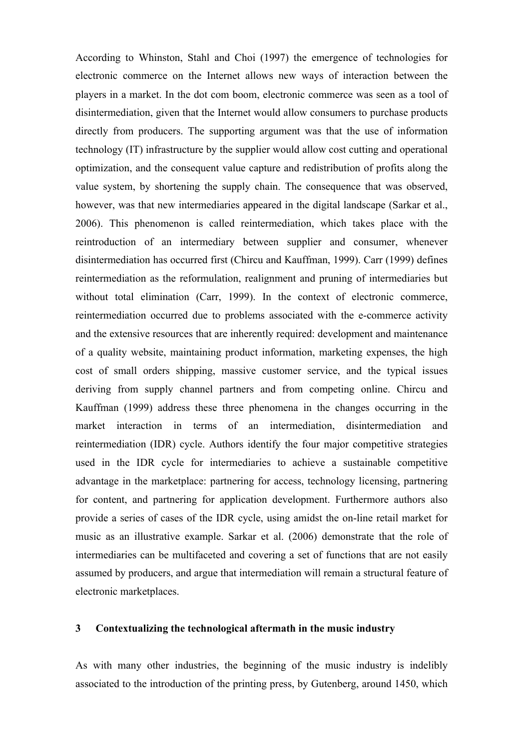According to Whinston, Stahl and Choi (1997) the emergence of technologies for electronic commerce on the Internet allows new ways of interaction between the players in a market. In the dot com boom, electronic commerce was seen as a tool of disintermediation, given that the Internet would allow consumers to purchase products directly from producers. The supporting argument was that the use of information technology (IT) infrastructure by the supplier would allow cost cutting and operational optimization, and the consequent value capture and redistribution of profits along the value system, by shortening the supply chain. The consequence that was observed, however, was that new intermediaries appeared in the digital landscape (Sarkar et al., 2006). This phenomenon is called reintermediation, which takes place with the reintroduction of an intermediary between supplier and consumer, whenever disintermediation has occurred first (Chircu and Kauffman, 1999). Carr (1999) defines reintermediation as the reformulation, realignment and pruning of intermediaries but without total elimination (Carr, 1999). In the context of electronic commerce, reintermediation occurred due to problems associated with the e-commerce activity and the extensive resources that are inherently required: development and maintenance of a quality website, maintaining product information, marketing expenses, the high cost of small orders shipping, massive customer service, and the typical issues deriving from supply channel partners and from competing online. Chircu and Kauffman (1999) address these three phenomena in the changes occurring in the market interaction in terms of an intermediation, disintermediation and reintermediation (IDR) cycle. Authors identify the four major competitive strategies used in the IDR cycle for intermediaries to achieve a sustainable competitive advantage in the marketplace: partnering for access, technology licensing, partnering for content, and partnering for application development. Furthermore authors also provide a series of cases of the IDR cycle, using amidst the on-line retail market for music as an illustrative example. Sarkar et al. (2006) demonstrate that the role of intermediaries can be multifaceted and covering a set of functions that are not easily assumed by producers, and argue that intermediation will remain a structural feature of electronic marketplaces.

## 3 Contextualizing the technological aftermath in the music industry

As with many other industries, the beginning of the music industry is indelibly associated to the introduction of the printing press, by Gutenberg, around 1450, which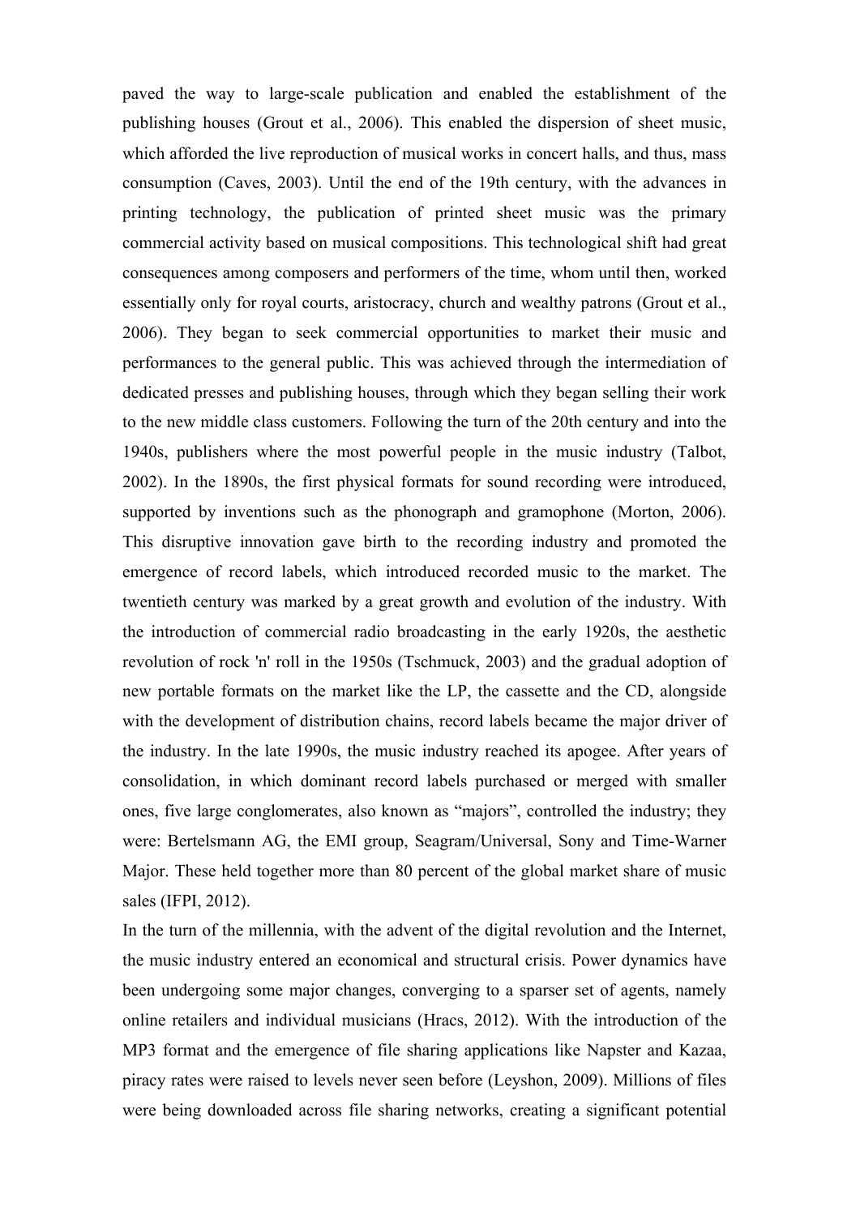paved the way to large-scale publication and enabled the establishment of the publishing houses (Grout et al., 2006). This enabled the dispersion of sheet music, which afforded the live reproduction of musical works in concert halls, and thus, mass consumption (Caves, 2003). Until the end of the 19th century, with the advances in printing technology, the publication of printed sheet music was the primary commercial activity based on musical compositions. This technological shift had great consequences among composers and performers of the time, whom until then, worked essentially only for royal courts, aristocracy, church and wealthy patrons (Grout et al., 2006). They began to seek commercial opportunities to market their music and performances to the general public. This was achieved through the intermediation of dedicated presses and publishing houses, through which they began selling their work to the new middle class customers. Following the turn of the 20th century and into the 1940s, publishers where the most powerful people in the music industry (Talbot, 2002). In the 1890s, the first physical formats for sound recording were introduced, supported by inventions such as the phonograph and gramophone (Morton, 2006). This disruptive innovation gave birth to the recording industry and promoted the emergence of record labels, which introduced recorded music to the market. The twentieth century was marked by a great growth and evolution of the industry. With the introduction of commercial radio broadcasting in the early 1920s, the aesthetic revolution of rock 'n' roll in the 1950s (Tschmuck, 2003) and the gradual adoption of new portable formats on the market like the LP, the cassette and the CD, alongside with the development of distribution chains, record labels became the major driver of the industry. In the late 1990s, the music industry reached its apogee. After years of consolidation, in which dominant record labels purchased or merged with smaller ones, five large conglomerates, also known as "majors", controlled the industry; they were: Bertelsmann AG, the EMI group, Seagram/Universal, Sony and Time-Warner Major. These held together more than 80 percent of the global market share of music sales (IFPI, 2012).

In the turn of the millennia, with the advent of the digital revolution and the Internet, the music industry entered an economical and structural crisis. Power dynamics have been undergoing some major changes, converging to a sparser set of agents, namely online retailers and individual musicians (Hracs, 2012). With the introduction of the MP3 format and the emergence of file sharing applications like Napster and Kazaa, piracy rates were raised to levels never seen before (Leyshon, 2009). Millions of files were being downloaded across file sharing networks, creating a significant potential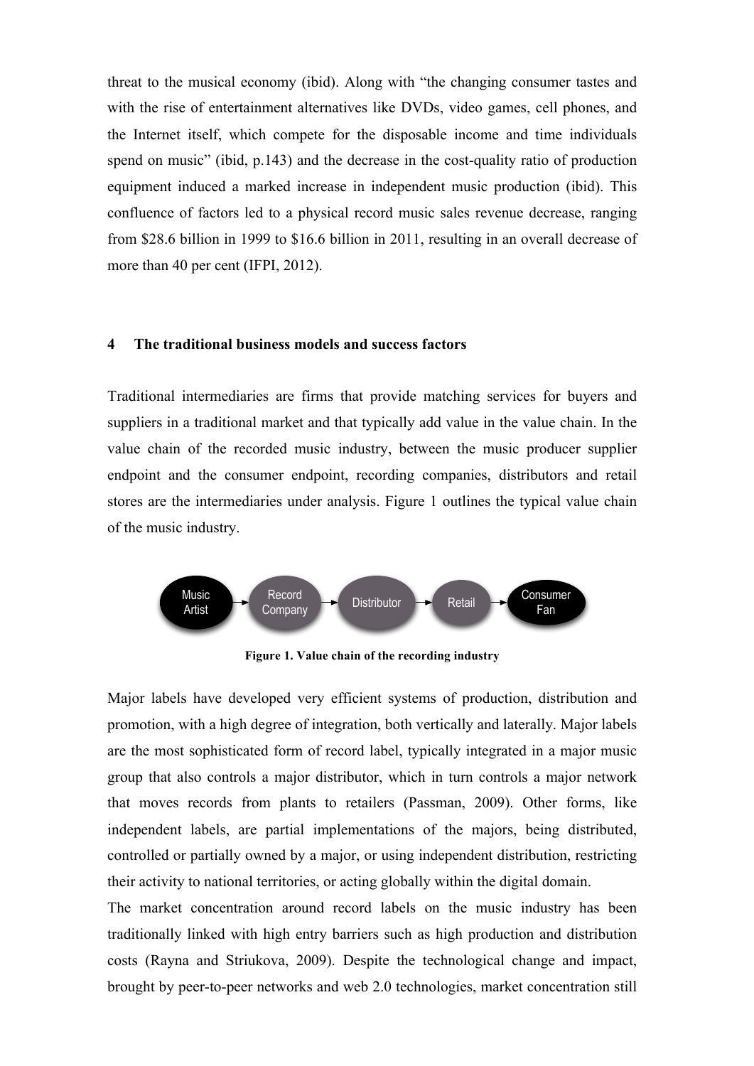threat to the musical economy (ibid). Along with "the changing consumer tastes and with the rise of entertainment alternatives like DVDs, video games, cell phones, and the Internet itself, which compete for the disposable income and time individuals spend on music" (ibid, p.143) and the decrease in the cost-quality ratio of production equipment induced a marked increase in independent music production (ibid). This confluence of factors led to a physical record music sales revenue decrease, ranging from $28.6 billion in 1999 to $16.6 billion in 2011, resulting in an overall decrease of more than 40 per cent (IFPI, 2012).

## 4 The traditional business models and success factors

Traditional intermediaries are firms that provide matching services for buyers and suppliers in a traditional market and that typically add value in the value chain. In the value chain of the recorded music industry, between the music producer supplier endpoint and the consumer endpoint, recording companies, distributors and retail stores are the intermediaries under analysis. Figure 1 outlines the typical value chain of the music industry.

Music Artist → Record Company → Distributor → Retail → Consumer Fan

**Figure 1. Value chain of the recording industry**

Major labels have developed very efficient systems of production, distribution and promotion, with a high degree of integration, both vertically and laterally. Major labels are the most sophisticated form of record label, typically integrated in a major music group that also controls a major distributor, which in turn controls a major network that moves records from plants to retailers (Passman, 2009). Other forms, like independent labels, are partial implementations of the majors, being distributed, controlled or partially owned by a major, or using independent distribution, restricting their activity to national territories, or acting globally within the digital domain.

The market concentration around record labels on the music industry has been traditionally linked with high entry barriers such as high production and distribution costs (Rayna and Striukova, 2009). Despite the technological change and impact, brought by peer-to-peer networks and web 2.0 technologies, market concentration still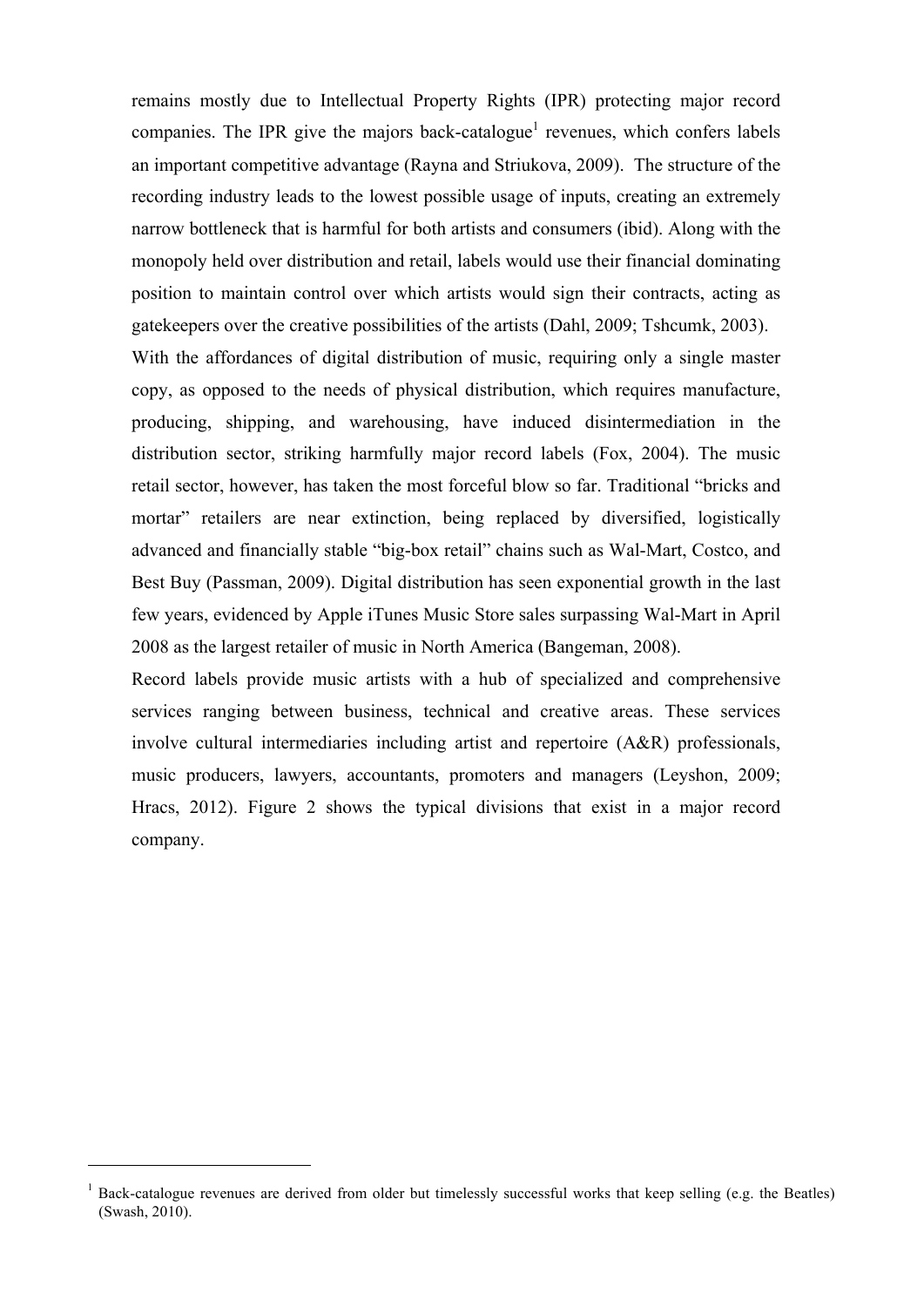remains mostly due to Intellectual Property Rights (IPR) protecting major record companies. The IPR give the majors back-catalogue[1] revenues, which confers labels an important competitive advantage (Rayna and Striukova, 2009). The structure of the recording industry leads to the lowest possible usage of inputs, creating an extremely narrow bottleneck that is harmful for both artists and consumers (ibid). Along with the monopoly held over distribution and retail, labels would use their financial dominating position to maintain control over which artists would sign their contracts, acting as gatekeepers over the creative possibilities of the artists (Dahl, 2009; Tshcumk, 2003).

With the affordances of digital distribution of music, requiring only a single master copy, as opposed to the needs of physical distribution, which requires manufacture, producing, shipping, and warehousing, have induced disintermediation in the distribution sector, striking harmfully major record labels (Fox, 2004). The music retail sector, however, has taken the most forceful blow so far. Traditional "bricks and mortar" retailers are near extinction, being replaced by diversified, logistically advanced and financially stable "big-box retail" chains such as Wal-Mart, Costco, and Best Buy (Passman, 2009). Digital distribution has seen exponential growth in the last few years, evidenced by Apple iTunes Music Store sales surpassing Wal-Mart in April 2008 as the largest retailer of music in North America (Bangeman, 2008).

Record labels provide music artists with a hub of specialized and comprehensive services ranging between business, technical and creative areas. These services involve cultural intermediaries including artist and repertoire (A&R) professionals, music producers, lawyers, accountants, promoters and managers (Leyshon, 2009; Hracs, 2012). Figure 2 shows the typical divisions that exist in a major record company.

---

[1] Back-catalogue revenues are derived from older but timelessly successful works that keep selling (e.g. the Beatles) (Swash, 2010).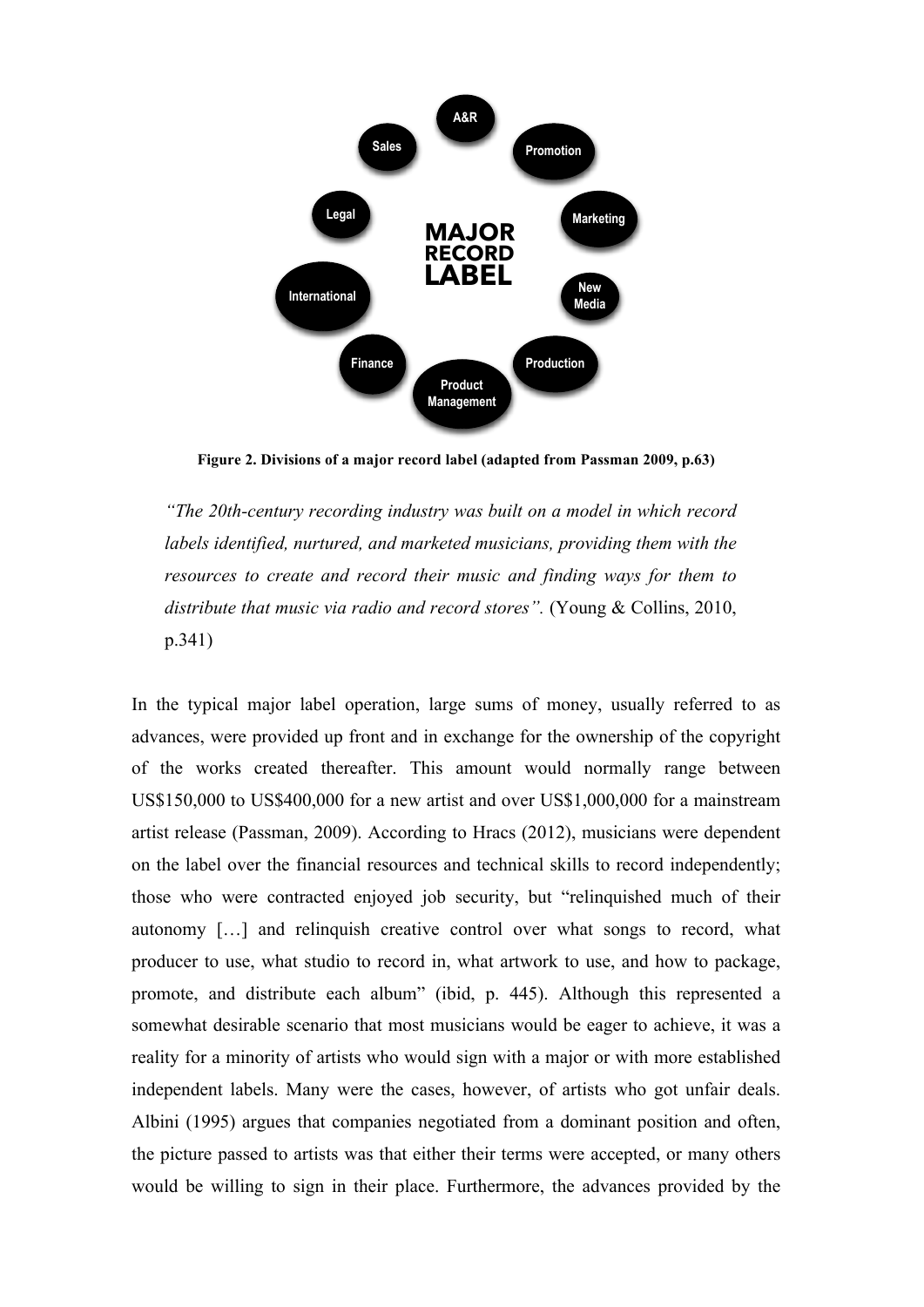Figure 2. Divisions of a major record label (adapted from Passman 2009, p.63)

> *"The 20th-century recording industry was built on a model in which record labels identified, nurtured, and marketed musicians, providing them with the resources to create and record their music and finding ways for them to distribute that music via radio and record stores".* (Young & Collins, 2010, p.341)

In the typical major label operation, large sums of money, usually referred to as advances, were provided up front and in exchange for the ownership of the copyright of the works created thereafter. This amount would normally range between US$150,000 to US$400,000 for a new artist and over US$1,000,000 for a mainstream artist release (Passman, 2009). According to Hracs (2012), musicians were dependent on the label over the financial resources and technical skills to record independently; those who were contracted enjoyed job security, but "relinquished much of their autonomy […] and relinquish creative control over what songs to record, what producer to use, what studio to record in, what artwork to use, and how to package, promote, and distribute each album" (ibid, p. 445). Although this represented a somewhat desirable scenario that most musicians would be eager to achieve, it was a reality for a minority of artists who would sign with a major or with more established independent labels. Many were the cases, however, of artists who got unfair deals. Albini (1995) argues that companies negotiated from a dominant position and often, the picture passed to artists was that either their terms were accepted, or many others would be willing to sign in their place. Furthermore, the advances provided by the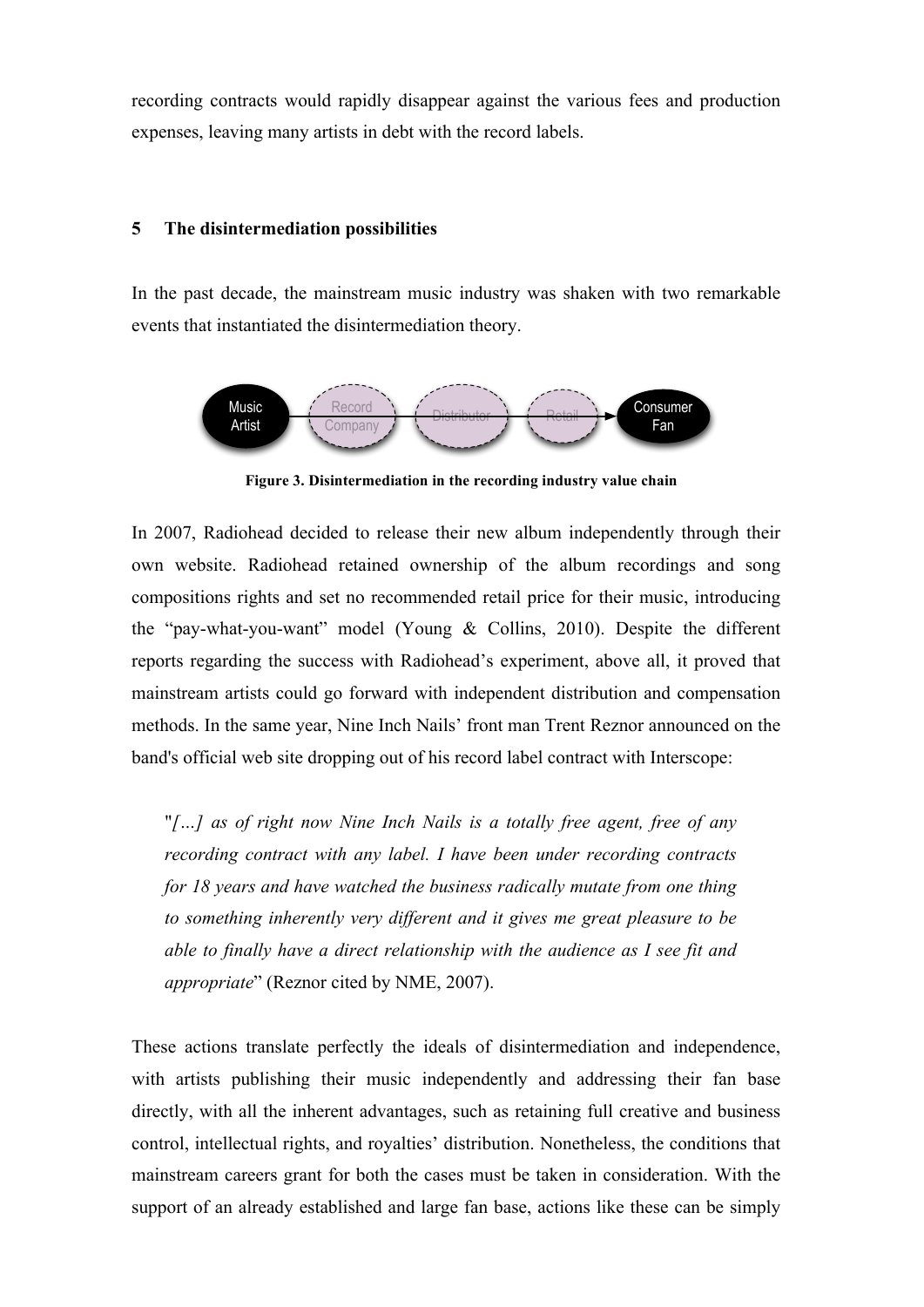recording contracts would rapidly disappear against the various fees and production expenses, leaving many artists in debt with the record labels.

## 5 The disintermediation possibilities

In the past decade, the mainstream music industry was shaken with two remarkable events that instantiated the disintermediation theory.

Music Artist → Record Company → Distributor → Retail → Consumer Fan

**Figure 3. Disintermediation in the recording industry value chain**

In 2007, Radiohead decided to release their new album independently through their own website. Radiohead retained ownership of the album recordings and song compositions rights and set no recommended retail price for their music, introducing the "pay-what-you-want" model (Young & Collins, 2010). Despite the different reports regarding the success with Radiohead's experiment, above all, it proved that mainstream artists could go forward with independent distribution and compensation methods. In the same year, Nine Inch Nails' front man Trent Reznor announced on the band's official web site dropping out of his record label contract with Interscope:

> "*[…] as of right now Nine Inch Nails is a totally free agent, free of any recording contract with any label. I have been under recording contracts for 18 years and have watched the business radically mutate from one thing to something inherently very different and it gives me great pleasure to be able to finally have a direct relationship with the audience as I see fit and appropriate*" (Reznor cited by NME, 2007).

These actions translate perfectly the ideals of disintermediation and independence, with artists publishing their music independently and addressing their fan base directly, with all the inherent advantages, such as retaining full creative and business control, intellectual rights, and royalties' distribution. Nonetheless, the conditions that mainstream careers grant for both the cases must be taken in consideration. With the support of an already established and large fan base, actions like these can be simply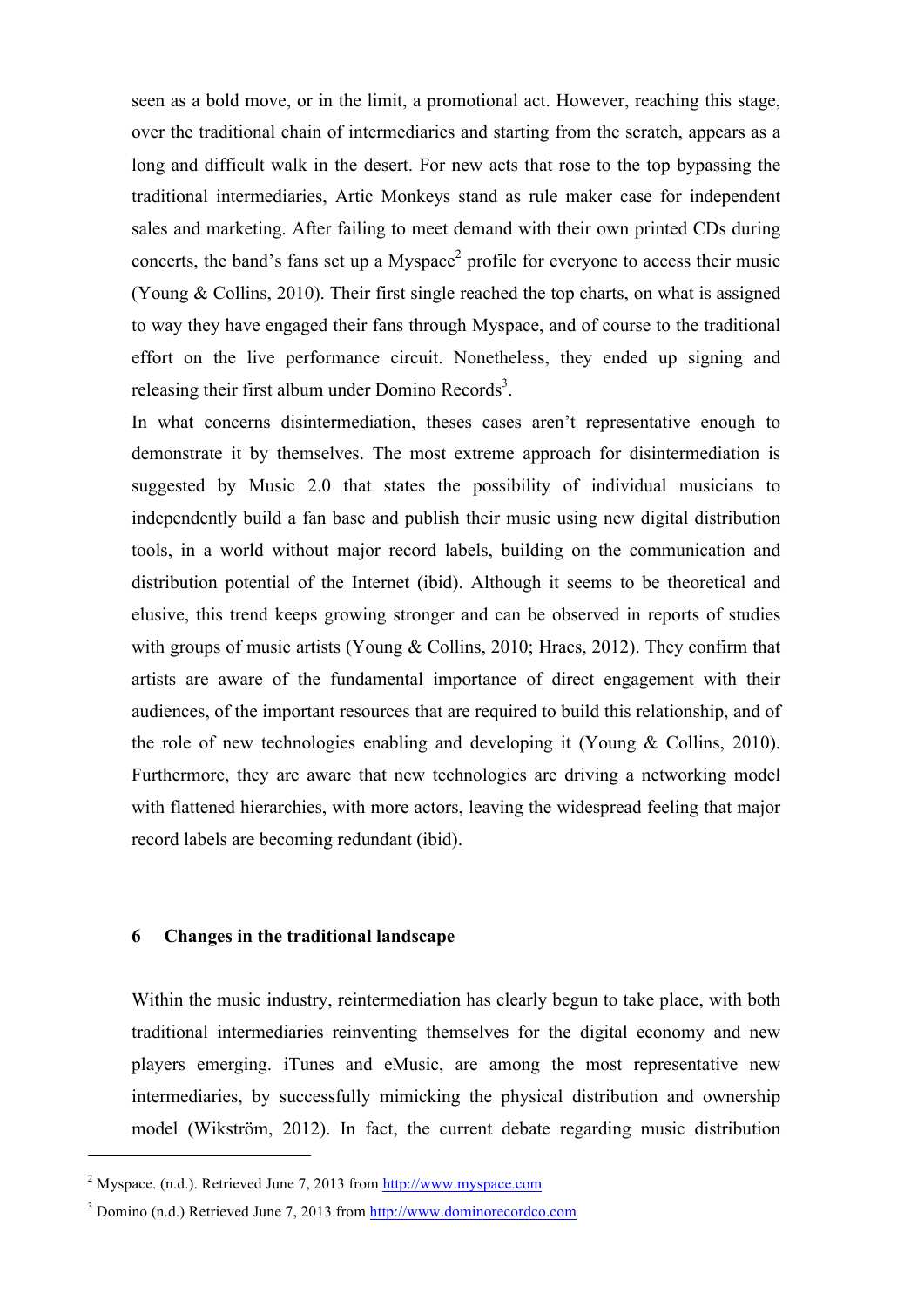seen as a bold move, or in the limit, a promotional act. However, reaching this stage, over the traditional chain of intermediaries and starting from the scratch, appears as a long and difficult walk in the desert. For new acts that rose to the top bypassing the traditional intermediaries, Artic Monkeys stand as rule maker case for independent sales and marketing. After failing to meet demand with their own printed CDs during concerts, the band's fans set up a Myspace[2] profile for everyone to access their music (Young & Collins, 2010). Their first single reached the top charts, on what is assigned to way they have engaged their fans through Myspace, and of course to the traditional effort on the live performance circuit. Nonetheless, they ended up signing and releasing their first album under Domino Records[3].

In what concerns disintermediation, theses cases aren't representative enough to demonstrate it by themselves. The most extreme approach for disintermediation is suggested by Music 2.0 that states the possibility of individual musicians to independently build a fan base and publish their music using new digital distribution tools, in a world without major record labels, building on the communication and distribution potential of the Internet (ibid). Although it seems to be theoretical and elusive, this trend keeps growing stronger and can be observed in reports of studies with groups of music artists (Young & Collins, 2010; Hracs, 2012). They confirm that artists are aware of the fundamental importance of direct engagement with their audiences, of the important resources that are required to build this relationship, and of the role of new technologies enabling and developing it (Young & Collins, 2010). Furthermore, they are aware that new technologies are driving a networking model with flattened hierarchies, with more actors, leaving the widespread feeling that major record labels are becoming redundant (ibid).

## 6 Changes in the traditional landscape

Within the music industry, reintermediation has clearly begun to take place, with both traditional intermediaries reinventing themselves for the digital economy and new players emerging. iTunes and eMusic, are among the most representative new intermediaries, by successfully mimicking the physical distribution and ownership model (Wikström, 2012). In fact, the current debate regarding music distribution

[2] Myspace. (n.d.). Retrieved June 7, 2013 from http://www.myspace.com

[3] Domino (n.d.) Retrieved June 7, 2013 from http://www.dominorecordco.com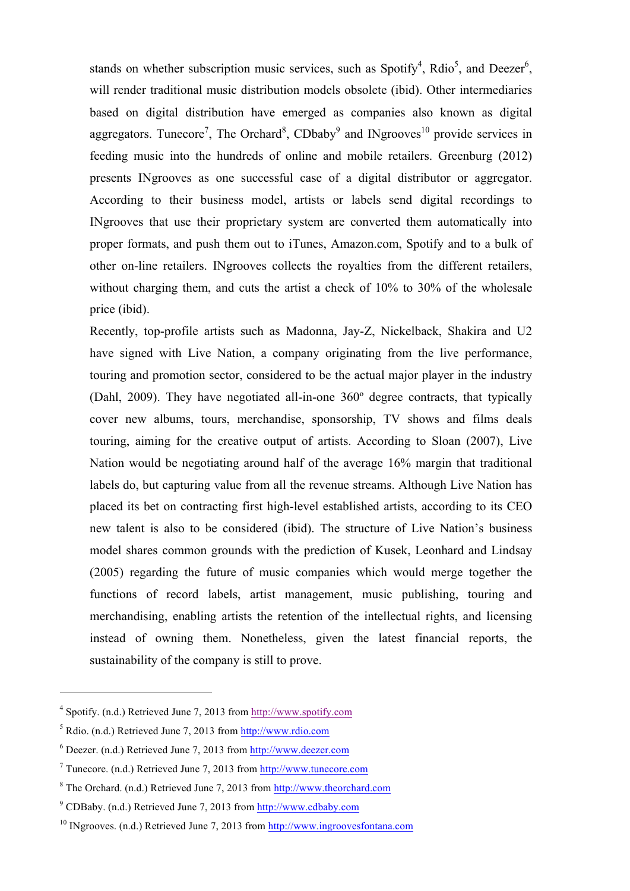stands on whether subscription music services, such as Spotify[4], Rdio[5], and Deezer[6], will render traditional music distribution models obsolete (ibid). Other intermediaries based on digital distribution have emerged as companies also known as digital aggregators. Tunecore[7], The Orchard[8], CDbaby[9] and INgrooves[10] provide services in feeding music into the hundreds of online and mobile retailers. Greenburg (2012) presents INgrooves as one successful case of a digital distributor or aggregator. According to their business model, artists or labels send digital recordings to INgrooves that use their proprietary system are converted them automatically into proper formats, and push them out to iTunes, Amazon.com, Spotify and to a bulk of other on-line retailers. INgrooves collects the royalties from the different retailers, without charging them, and cuts the artist a check of 10% to 30% of the wholesale price (ibid).

Recently, top-profile artists such as Madonna, Jay-Z, Nickelback, Shakira and U2 have signed with Live Nation, a company originating from the live performance, touring and promotion sector, considered to be the actual major player in the industry (Dahl, 2009). They have negotiated all-in-one 360º degree contracts, that typically cover new albums, tours, merchandise, sponsorship, TV shows and films deals touring, aiming for the creative output of artists. According to Sloan (2007), Live Nation would be negotiating around half of the average 16% margin that traditional labels do, but capturing value from all the revenue streams. Although Live Nation has placed its bet on contracting first high-level established artists, according to its CEO new talent is also to be considered (ibid). The structure of Live Nation's business model shares common grounds with the prediction of Kusek, Leonhard and Lindsay (2005) regarding the future of music companies which would merge together the functions of record labels, artist management, music publishing, touring and merchandising, enabling artists the retention of the intellectual rights, and licensing instead of owning them. Nonetheless, given the latest financial reports, the sustainability of the company is still to prove.

---

[4] Spotify. (n.d.) Retrieved June 7, 2013 from http://www.spotify.com

[5] Rdio. (n.d.) Retrieved June 7, 2013 from http://www.rdio.com

[6] Deezer. (n.d.) Retrieved June 7, 2013 from http://www.deezer.com

[7] Tunecore. (n.d.) Retrieved June 7, 2013 from http://www.tunecore.com

[8] The Orchard. (n.d.) Retrieved June 7, 2013 from http://www.theorchard.com

[9] CDBaby. (n.d.) Retrieved June 7, 2013 from http://www.cdbaby.com

[10] INgrooves. (n.d.) Retrieved June 7, 2013 from http://www.ingroovesfontana.com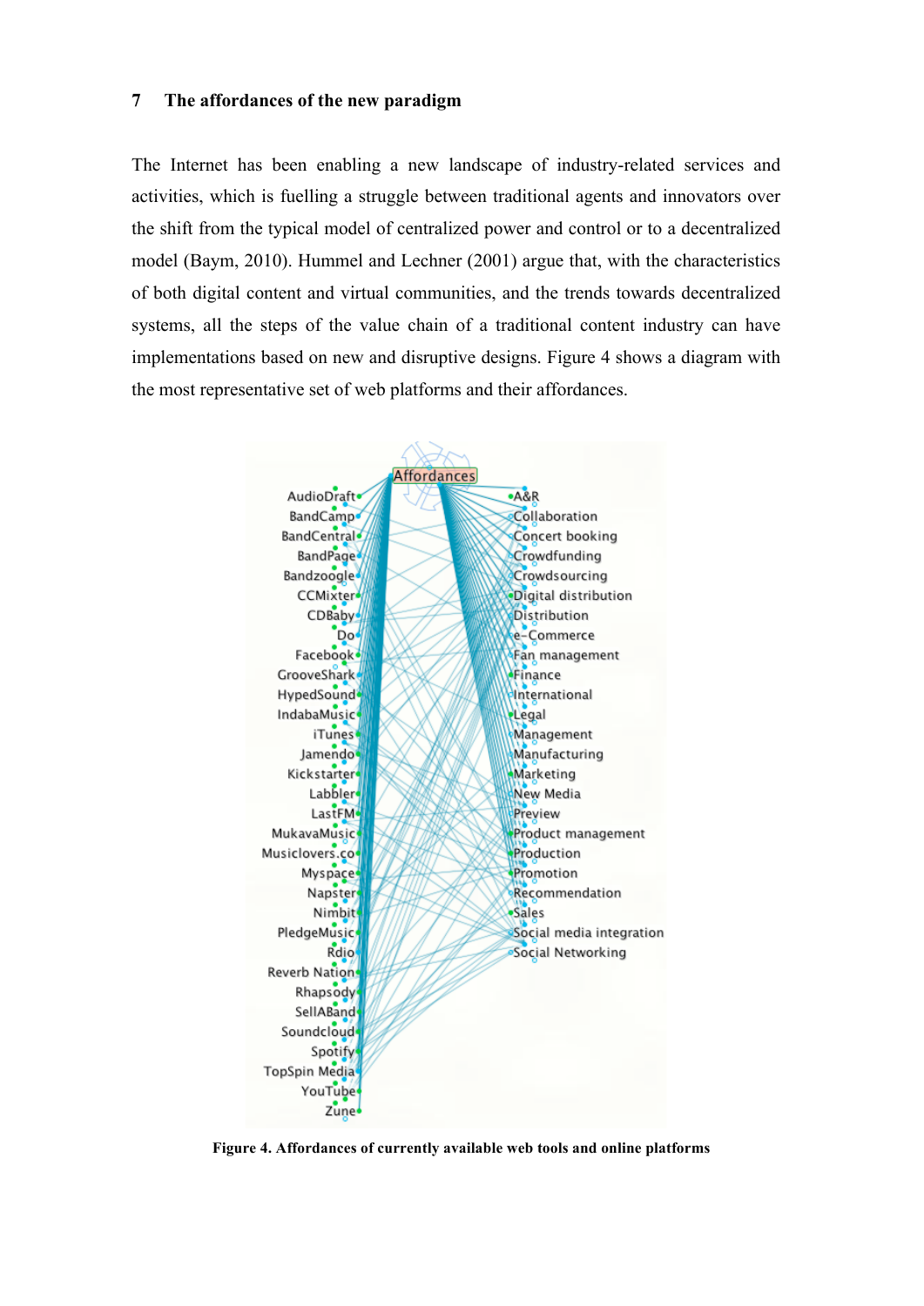## 7 The affordances of the new paradigm

The Internet has been enabling a new landscape of industry-related services and activities, which is fuelling a struggle between traditional agents and innovators over the shift from the typical model of centralized power and control or to a decentralized model (Baym, 2010). Hummel and Lechner (2001) argue that, with the characteristics of both digital content and virtual communities, and the trends towards decentralized systems, all the steps of the value chain of a traditional content industry can have implementations based on new and disruptive designs. Figure 4 shows a diagram with the most representative set of web platforms and their affordances.

**Figure 4. Affordances of currently available web tools and online platforms**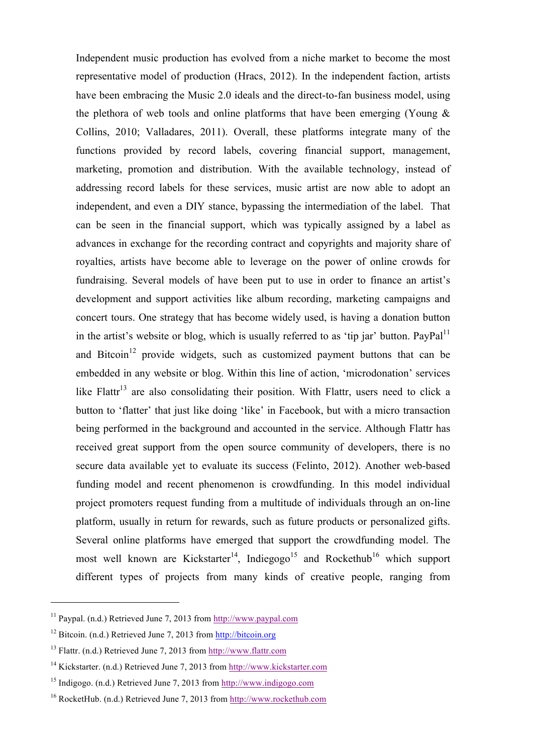Independent music production has evolved from a niche market to become the most representative model of production (Hracs, 2012). In the independent faction, artists have been embracing the Music 2.0 ideals and the direct-to-fan business model, using the plethora of web tools and online platforms that have been emerging (Young & Collins, 2010; Valladares, 2011). Overall, these platforms integrate many of the functions provided by record labels, covering financial support, management, marketing, promotion and distribution. With the available technology, instead of addressing record labels for these services, music artist are now able to adopt an independent, and even a DIY stance, bypassing the intermediation of the label. That can be seen in the financial support, which was typically assigned by a label as advances in exchange for the recording contract and copyrights and majority share of royalties, artists have become able to leverage on the power of online crowds for fundraising. Several models of have been put to use in order to finance an artist's development and support activities like album recording, marketing campaigns and concert tours. One strategy that has become widely used, is having a donation button in the artist's website or blog, which is usually referred to as 'tip jar' button. PayPal[11] and Bitcoin[12] provide widgets, such as customized payment buttons that can be embedded in any website or blog. Within this line of action, 'microdonation' services like Flattr[13] are also consolidating their position. With Flattr, users need to click a button to 'flatter' that just like doing 'like' in Facebook, but with a micro transaction being performed in the background and accounted in the service. Although Flattr has received great support from the open source community of developers, there is no secure data available yet to evaluate its success (Felinto, 2012). Another web-based funding model and recent phenomenon is crowdfunding. In this model individual project promoters request funding from a multitude of individuals through an on-line platform, usually in return for rewards, such as future products or personalized gifts. Several online platforms have emerged that support the crowdfunding model. The most well known are Kickstarter[14], Indiegogo[15] and Rockethub[16] which support different types of projects from many kinds of creative people, ranging from

---

[11] Paypal. (n.d.) Retrieved June 7, 2013 from http://www.paypal.com

[12] Bitcoin. (n.d.) Retrieved June 7, 2013 from http://bitcoin.org

[13] Flattr. (n.d.) Retrieved June 7, 2013 from http://www.flattr.com

[14] Kickstarter. (n.d.) Retrieved June 7, 2013 from http://www.kickstarter.com

[15] Indigogo. (n.d.) Retrieved June 7, 2013 from http://www.indigogo.com

[16] RocketHub. (n.d.) Retrieved June 7, 2013 from http://www.rockethub.com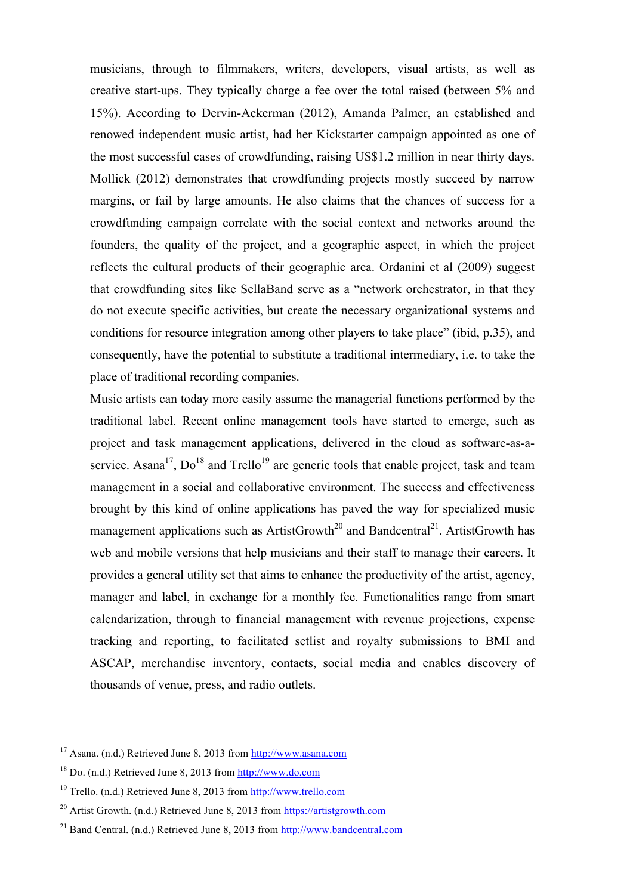musicians, through to filmmakers, writers, developers, visual artists, as well as creative start-ups. They typically charge a fee over the total raised (between 5% and 15%). According to Dervin-Ackerman (2012), Amanda Palmer, an established and renowned independent music artist, had her Kickstarter campaign appointed as one of the most successful cases of crowdfunding, raising US$1.2 million in near thirty days. Mollick (2012) demonstrates that crowdfunding projects mostly succeed by narrow margins, or fail by large amounts. He also claims that the chances of success for a crowdfunding campaign correlate with the social context and networks around the founders, the quality of the project, and a geographic aspect, in which the project reflects the cultural products of their geographic area. Ordanini et al (2009) suggest that crowdfunding sites like SellaBand serve as a "network orchestrator, in that they do not execute specific activities, but create the necessary organizational systems and conditions for resource integration among other players to take place" (ibid, p.35), and consequently, have the potential to substitute a traditional intermediary, i.e. to take the place of traditional recording companies.

Music artists can today more easily assume the managerial functions performed by the traditional label. Recent online management tools have started to emerge, such as project and task management applications, delivered in the cloud as software-as-a-service. Asana[17], Do[18] and Trello[19] are generic tools that enable project, task and team management in a social and collaborative environment. The success and effectiveness brought by this kind of online applications has paved the way for specialized music management applications such as ArtistGrowth[20] and Bandcentral[21]. ArtistGrowth has web and mobile versions that help musicians and their staff to manage their careers. It provides a general utility set that aims to enhance the productivity of the artist, agency, manager and label, in exchange for a monthly fee. Functionalities range from smart calendarization, through to financial management with revenue projections, expense tracking and reporting, to facilitated setlist and royalty submissions to BMI and ASCAP, merchandise inventory, contacts, social media and enables discovery of thousands of venue, press, and radio outlets.

---

[17] Asana. (n.d.) Retrieved June 8, 2013 from http://www.asana.com

[18] Do. (n.d.) Retrieved June 8, 2013 from http://www.do.com

[19] Trello. (n.d.) Retrieved June 8, 2013 from http://www.trello.com

[20] Artist Growth. (n.d.) Retrieved June 8, 2013 from https://artistgrowth.com

[21] Band Central. (n.d.) Retrieved June 8, 2013 from http://www.bandcentral.com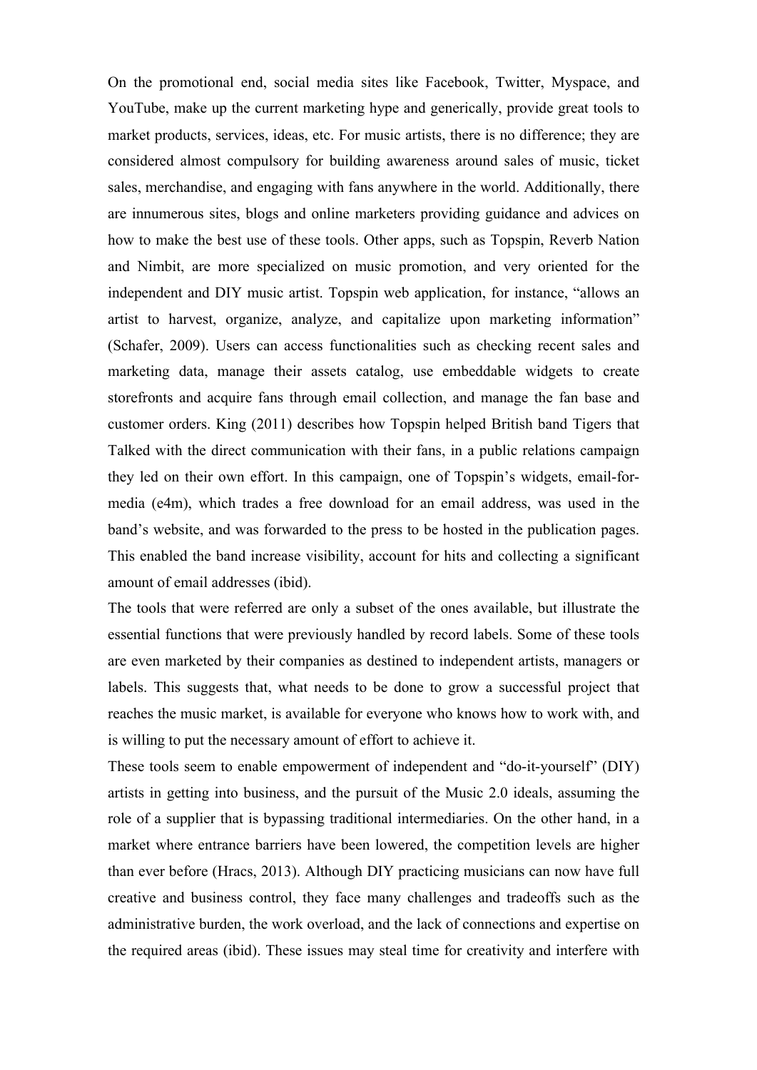On the promotional end, social media sites like Facebook, Twitter, Myspace, and YouTube, make up the current marketing hype and generically, provide great tools to market products, services, ideas, etc. For music artists, there is no difference; they are considered almost compulsory for building awareness around sales of music, ticket sales, merchandise, and engaging with fans anywhere in the world. Additionally, there are innumerous sites, blogs and online marketers providing guidance and advices on how to make the best use of these tools. Other apps, such as Topspin, Reverb Nation and Nimbit, are more specialized on music promotion, and very oriented for the independent and DIY music artist. Topspin web application, for instance, "allows an artist to harvest, organize, analyze, and capitalize upon marketing information" (Schafer, 2009). Users can access functionalities such as checking recent sales and marketing data, manage their assets catalog, use embeddable widgets to create storefronts and acquire fans through email collection, and manage the fan base and customer orders. King (2011) describes how Topspin helped British band Tigers that Talked with the direct communication with their fans, in a public relations campaign they led on their own effort. In this campaign, one of Topspin's widgets, email-for-media (e4m), which trades a free download for an email address, was used in the band's website, and was forwarded to the press to be hosted in the publication pages. This enabled the band increase visibility, account for hits and collecting a significant amount of email addresses (ibid).

The tools that were referred are only a subset of the ones available, but illustrate the essential functions that were previously handled by record labels. Some of these tools are even marketed by their companies as destined to independent artists, managers or labels. This suggests that, what needs to be done to grow a successful project that reaches the music market, is available for everyone who knows how to work with, and is willing to put the necessary amount of effort to achieve it.

These tools seem to enable empowerment of independent and "do-it-yourself" (DIY) artists in getting into business, and the pursuit of the Music 2.0 ideals, assuming the role of a supplier that is bypassing traditional intermediaries. On the other hand, in a market where entrance barriers have been lowered, the competition levels are higher than ever before (Hracs, 2013). Although DIY practicing musicians can now have full creative and business control, they face many challenges and tradeoffs such as the administrative burden, the work overload, and the lack of connections and expertise on the required areas (ibid). These issues may steal time for creativity and interfere with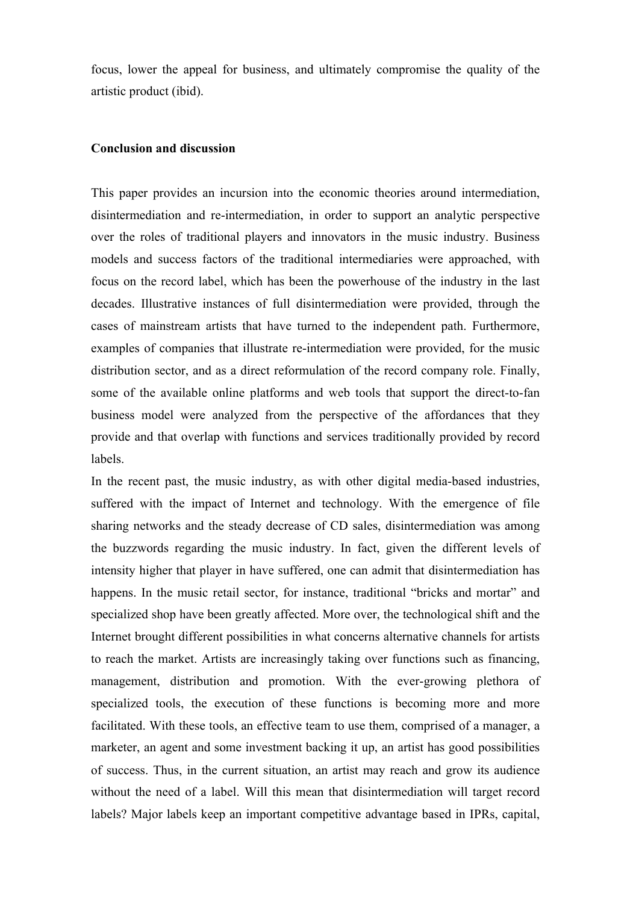focus, lower the appeal for business, and ultimately compromise the quality of the artistic product (ibid).

**Conclusion and discussion**

This paper provides an incursion into the economic theories around intermediation, disintermediation and re-intermediation, in order to support an analytic perspective over the roles of traditional players and innovators in the music industry. Business models and success factors of the traditional intermediaries were approached, with focus on the record label, which has been the powerhouse of the industry in the last decades. Illustrative instances of full disintermediation were provided, through the cases of mainstream artists that have turned to the independent path. Furthermore, examples of companies that illustrate re-intermediation were provided, for the music distribution sector, and as a direct reformulation of the record company role. Finally, some of the available online platforms and web tools that support the direct-to-fan business model were analyzed from the perspective of the affordances that they provide and that overlap with functions and services traditionally provided by record labels.

In the recent past, the music industry, as with other digital media-based industries, suffered with the impact of Internet and technology. With the emergence of file sharing networks and the steady decrease of CD sales, disintermediation was among the buzzwords regarding the music industry. In fact, given the different levels of intensity higher that player in have suffered, one can admit that disintermediation has happens. In the music retail sector, for instance, traditional "bricks and mortar" and specialized shop have been greatly affected. More over, the technological shift and the Internet brought different possibilities in what concerns alternative channels for artists to reach the market. Artists are increasingly taking over functions such as financing, management, distribution and promotion. With the ever-growing plethora of specialized tools, the execution of these functions is becoming more and more facilitated. With these tools, an effective team to use them, comprised of a manager, a marketer, an agent and some investment backing it up, an artist has good possibilities of success. Thus, in the current situation, an artist may reach and grow its audience without the need of a label. Will this mean that disintermediation will target record labels? Major labels keep an important competitive advantage based in IPRs, capital,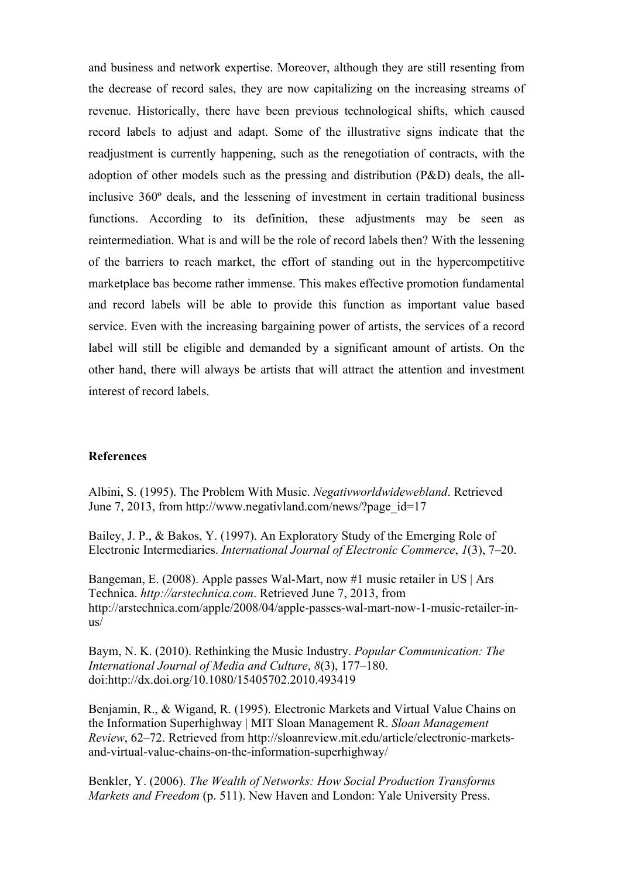and business and network expertise. Moreover, although they are still resenting from the decrease of record sales, they are now capitalizing on the increasing streams of revenue. Historically, there have been previous technological shifts, which caused record labels to adjust and adapt. Some of the illustrative signs indicate that the readjustment is currently happening, such as the renegotiation of contracts, with the adoption of other models such as the pressing and distribution (P&D) deals, the all-inclusive 360º deals, and the lessening of investment in certain traditional business functions. According to its definition, these adjustments may be seen as reintermediation. What is and will be the role of record labels then? With the lessening of the barriers to reach market, the effort of standing out in the hypercompetitive marketplace bas become rather immense. This makes effective promotion fundamental and record labels will be able to provide this function as important value based service. Even with the increasing bargaining power of artists, the services of a record label will still be eligible and demanded by a significant amount of artists. On the other hand, there will always be artists that will attract the attention and investment interest of record labels.

**References**

Albini, S. (1995). The Problem With Music. *Negativworldwidewebland*. Retrieved June 7, 2013, from http://www.negativland.com/news/?page_id=17

Bailey, J. P., & Bakos, Y. (1997). An Exploratory Study of the Emerging Role of Electronic Intermediaries. *International Journal of Electronic Commerce*, *1*(3), 7–20.

Bangeman, E. (2008). Apple passes Wal-Mart, now #1 music retailer in US | Ars Technica. *http://arstechnica.com*. Retrieved June 7, 2013, from http://arstechnica.com/apple/2008/04/apple-passes-wal-mart-now-1-music-retailer-in-us/

Baym, N. K. (2010). Rethinking the Music Industry. *Popular Communication: The International Journal of Media and Culture*, *8*(3), 177–180. doi:http://dx.doi.org/10.1080/15405702.2010.493419

Benjamin, R., & Wigand, R. (1995). Electronic Markets and Virtual Value Chains on the Information Superhighway | MIT Sloan Management R. *Sloan Management Review*, 62–72. Retrieved from http://sloanreview.mit.edu/article/electronic-markets-and-virtual-value-chains-on-the-information-superhighway/

Benkler, Y. (2006). *The Wealth of Networks: How Social Production Transforms Markets and Freedom* (p. 511). New Haven and London: Yale University Press.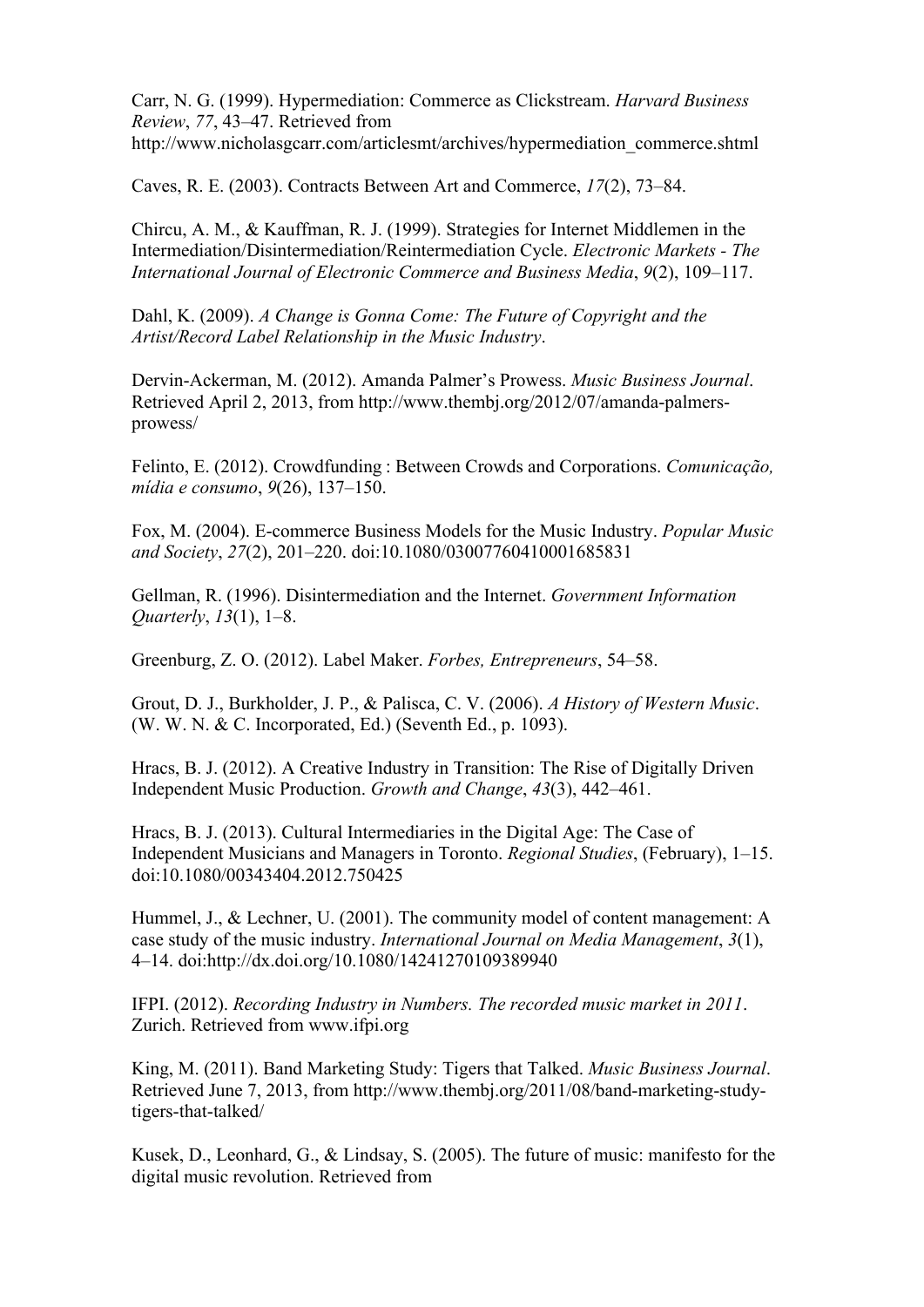Carr, N. G. (1999). Hypermediation: Commerce as Clickstream. *Harvard Business Review*, *77*, 43–47. Retrieved from http://www.nicholasgcarr.com/articlesmt/archives/hypermediation_commerce.shtml

Caves, R. E. (2003). Contracts Between Art and Commerce, *17*(2), 73–84.

Chircu, A. M., & Kauffman, R. J. (1999). Strategies for Internet Middlemen in the Intermediation/Disintermediation/Reintermediation Cycle. *Electronic Markets - The International Journal of Electronic Commerce and Business Media*, *9*(2), 109–117.

Dahl, K. (2009). *A Change is Gonna Come: The Future of Copyright and the Artist/Record Label Relationship in the Music Industry*.

Dervin-Ackerman, M. (2012). Amanda Palmer's Prowess. *Music Business Journal*. Retrieved April 2, 2013, from http://www.thembj.org/2012/07/amanda-palmers-prowess/

Felinto, E. (2012). Crowdfunding : Between Crowds and Corporations. *Comunicação, mídia e consumo*, *9*(26), 137–150.

Fox, M. (2004). E-commerce Business Models for the Music Industry. *Popular Music and Society*, *27*(2), 201–220. doi:10.1080/03007760410001685831

Gellman, R. (1996). Disintermediation and the Internet. *Government Information Quarterly*, *13*(1), 1–8.

Greenburg, Z. O. (2012). Label Maker. *Forbes, Entrepreneurs*, 54–58.

Grout, D. J., Burkholder, J. P., & Palisca, C. V. (2006). *A History of Western Music*. (W. W. N. & C. Incorporated, Ed.) (Seventh Ed., p. 1093).

Hracs, B. J. (2012). A Creative Industry in Transition: The Rise of Digitally Driven Independent Music Production. *Growth and Change*, *43*(3), 442–461.

Hracs, B. J. (2013). Cultural Intermediaries in the Digital Age: The Case of Independent Musicians and Managers in Toronto. *Regional Studies*, (February), 1–15. doi:10.1080/00343404.2012.750425

Hummel, J., & Lechner, U. (2001). The community model of content management: A case study of the music industry. *International Journal on Media Management*, *3*(1), 4–14. doi:http://dx.doi.org/10.1080/14241270109389940

IFPI. (2012). *Recording Industry in Numbers. The recorded music market in 2011*. Zurich. Retrieved from www.ifpi.org

King, M. (2011). Band Marketing Study: Tigers that Talked. *Music Business Journal*. Retrieved June 7, 2013, from http://www.thembj.org/2011/08/band-marketing-study-tigers-that-talked/

Kusek, D., Leonhard, G., & Lindsay, S. (2005). The future of music: manifesto for the digital music revolution. Retrieved from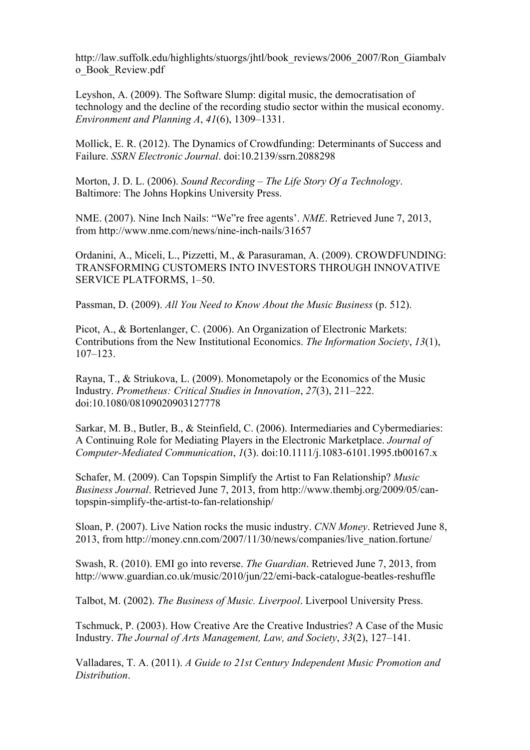http://law.suffolk.edu/highlights/stuorgs/jhtl/book_reviews/2006_2007/Ron_Giambalvo_Book_Review.pdf

Leyshon, A. (2009). The Software Slump: digital music, the democratisation of technology and the decline of the recording studio sector within the musical economy. *Environment and Planning A*, *41*(6), 1309–1331.

Mollick, E. R. (2012). The Dynamics of Crowdfunding: Determinants of Success and Failure. *SSRN Electronic Journal*. doi:10.2139/ssrn.2088298

Morton, J. D. L. (2006). *Sound Recording – The Life Story Of a Technology*. Baltimore: The Johns Hopkins University Press.

NME. (2007). Nine Inch Nails: "We"re free agents'. *NME*. Retrieved June 7, 2013, from http://www.nme.com/news/nine-inch-nails/31657

Ordanini, A., Miceli, L., Pizzetti, M., & Parasuraman, A. (2009). CROWDFUNDING: TRANSFORMING CUSTOMERS INTO INVESTORS THROUGH INNOVATIVE SERVICE PLATFORMS, 1–50.

Passman, D. (2009). *All You Need to Know About the Music Business* (p. 512).

Picot, A., & Bortenlanger, C. (2006). An Organization of Electronic Markets: Contributions from the New Institutional Economics. *The Information Society*, *13*(1), 107–123.

Rayna, T., & Striukova, L. (2009). Monometapoly or the Economics of the Music Industry. *Prometheus: Critical Studies in Innovation*, *27*(3), 211–222. doi:10.1080/08109020903127778

Sarkar, M. B., Butler, B., & Steinfield, C. (2006). Intermediaries and Cybermediaries: A Continuing Role for Mediating Players in the Electronic Marketplace. *Journal of Computer-Mediated Communication*, *1*(3). doi:10.1111/j.1083-6101.1995.tb00167.x

Schafer, M. (2009). Can Topspin Simplify the Artist to Fan Relationship? *Music Business Journal*. Retrieved June 7, 2013, from http://www.thembj.org/2009/05/can-topspin-simplify-the-artist-to-fan-relationship/

Sloan, P. (2007). Live Nation rocks the music industry. *CNN Money*. Retrieved June 8, 2013, from http://money.cnn.com/2007/11/30/news/companies/live_nation.fortune/

Swash, R. (2010). EMI go into reverse. *The Guardian*. Retrieved June 7, 2013, from http://www.guardian.co.uk/music/2010/jun/22/emi-back-catalogue-beatles-reshuffle

Talbot, M. (2002). *The Business of Music. Liverpool*. Liverpool University Press.

Tschmuck, P. (2003). How Creative Are the Creative Industries? A Case of the Music Industry. *The Journal of Arts Management, Law, and Society*, *33*(2), 127–141.

Valladares, T. A. (2011). *A Guide to 21st Century Independent Music Promotion and Distribution*.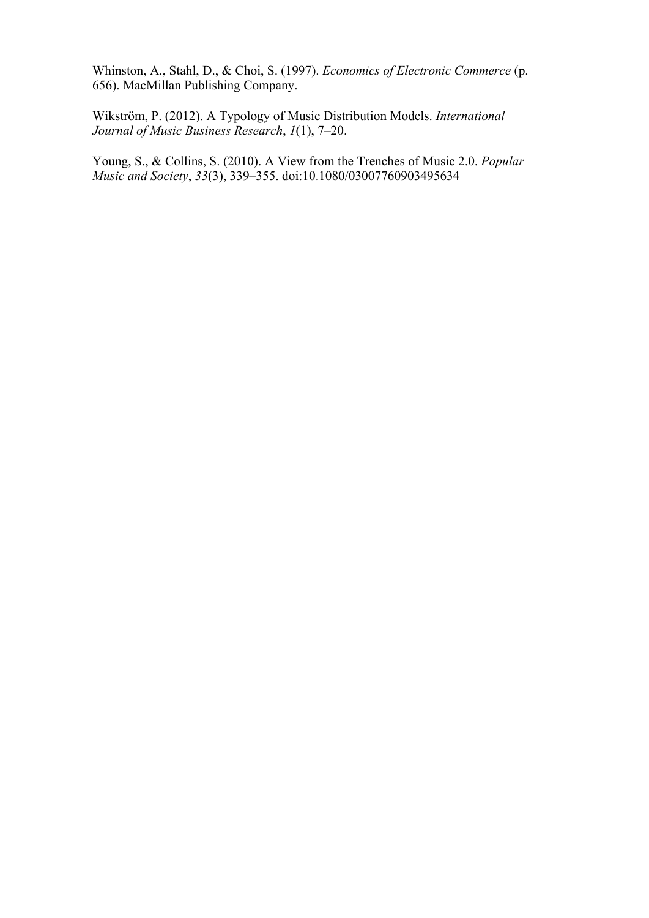Whinston, A., Stahl, D., & Choi, S. (1997). *Economics of Electronic Commerce* (p. 656). MacMillan Publishing Company.

Wikström, P. (2012). A Typology of Music Distribution Models. *International Journal of Music Business Research*, *1*(1), 7–20.

Young, S., & Collins, S. (2010). A View from the Trenches of Music 2.0. *Popular Music and Society*, *33*(3), 339–355. doi:10.1080/03007760903495634